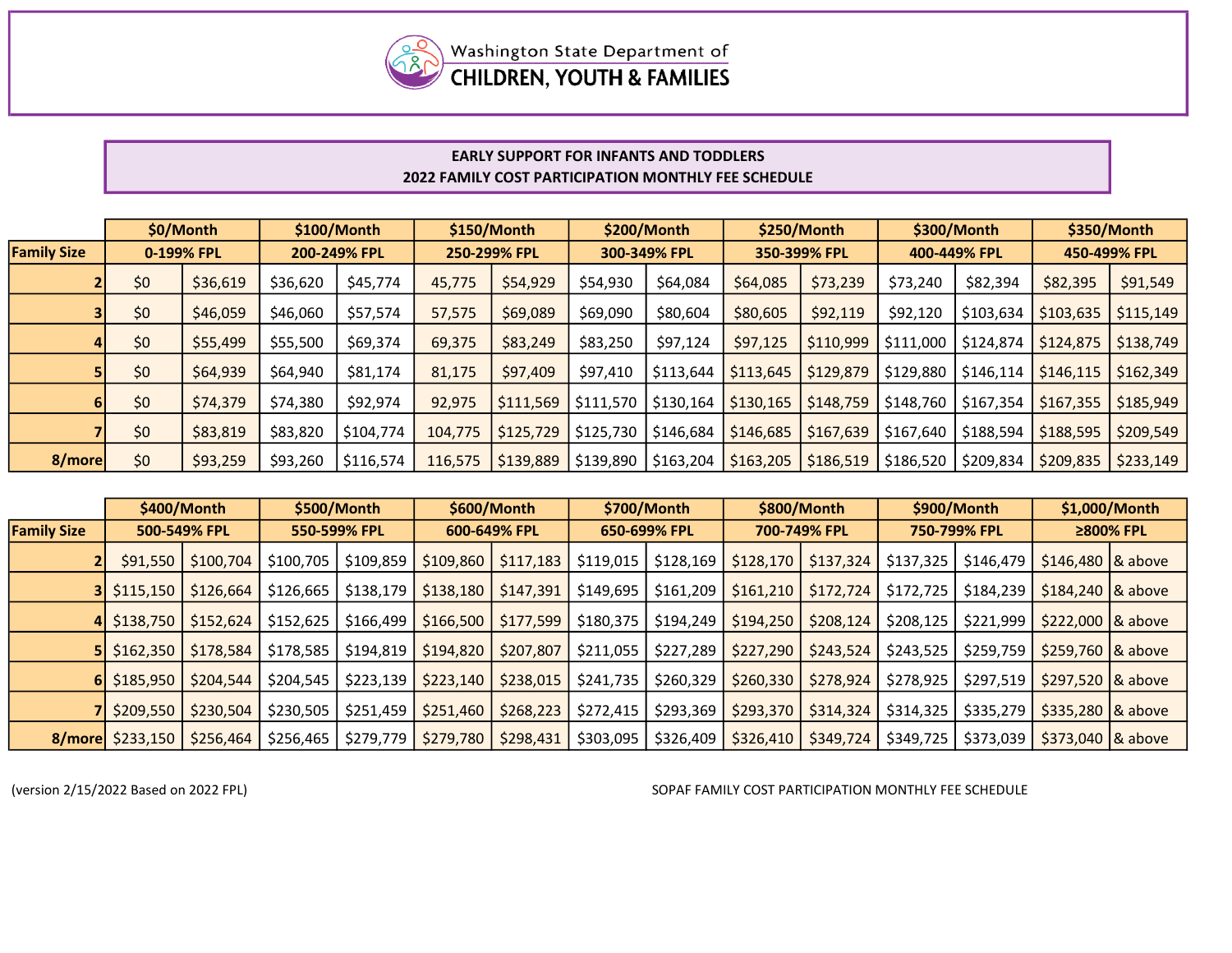Washington State Department of CHILDREN, YOUTH & FAMILIES

## EARLY SUPPORT FOR INFANTS AND TODDLERS
## 2022 FAMILY COST PARTICIPATION MONTHLY FEE SCHEDULE

| | $0/Month | | $100/Month | | $150/Month | | $200/Month | | $250/Month | | $300/Month | | $350/Month | |
|---|---|---|---|---|---|---|---|---|---|---|---|---|---|---|
| **Family Size** | **0-199% FPL** | | **200-249% FPL** | | **250-299% FPL** | | **300-349% FPL** | | **350-399% FPL** | | **400-449% FPL** | | **450-499% FPL** | |
| 2 | $0 | $36,619 | $36,620 | $45,774 | 45,775 | $54,929 | $54,930 | $64,084 | $64,085 | $73,239 | $73,240 | $82,394 | $82,395 | $91,549 |
| 3 | $0 | $46,059 | $46,060 | $57,574 | 57,575 | $69,089 | $69,090 | $80,604 | $80,605 | $92,119 | $92,120 | $103,634 | $103,635 | $115,149 |
| 4 | $0 | $55,499 | $55,500 | $69,374 | 69,375 | $83,249 | $83,250 | $97,124 | $97,125 | $110,999 | $111,000 | $124,874 | $124,875 | $138,749 |
| 5 | $0 | $64,939 | $64,940 | $81,174 | 81,175 | $97,409 | $97,410 | $113,644 | $113,645 | $129,879 | $129,880 | $146,114 | $146,115 | $162,349 |
| 6 | $0 | $74,379 | $74,380 | $92,974 | 92,975 | $111,569 | $111,570 | $130,164 | $130,165 | $148,759 | $148,760 | $167,354 | $167,355 | $185,949 |
| 7 | $0 | $83,819 | $83,820 | $104,774 | 104,775 | $125,729 | $125,730 | $146,684 | $146,685 | $167,639 | $167,640 | $188,594 | $188,595 | $209,549 |
| 8/more | $0 | $93,259 | $93,260 | $116,574 | 116,575 | $139,889 | $139,890 | $163,204 | $163,205 | $186,519 | $186,520 | $209,834 | $209,835 | $233,149 |

| | $400/Month | | $500/Month | | $600/Month | | $700/Month | | $800/Month | | $900/Month | | $1,000/Month | |
|---|---|---|---|---|---|---|---|---|---|---|---|---|---|---|
| **Family Size** | **500-549% FPL** | | **550-599% FPL** | | **600-649% FPL** | | **650-699% FPL** | | **700-749% FPL** | | **750-799% FPL** | | **≥800% FPL** | |
| 2 | $91,550 | $100,704 | $100,705 | $109,859 | $109,860 | $117,183 | $119,015 | $128,169 | $128,170 | $137,324 | $137,325 | $146,479 | $146,480 | & above |
| 3 | $115,150 | $126,664 | $126,665 | $138,179 | $138,180 | $147,391 | $149,695 | $161,209 | $161,210 | $172,724 | $172,725 | $184,239 | $184,240 | & above |
| 4 | $138,750 | $152,624 | $152,625 | $166,499 | $166,500 | $177,599 | $180,375 | $194,249 | $194,250 | $208,124 | $208,125 | $221,999 | $222,000 | & above |
| 5 | $162,350 | $178,584 | $178,585 | $194,819 | $194,820 | $207,807 | $211,055 | $227,289 | $227,290 | $243,524 | $243,525 | $259,759 | $259,760 | & above |
| 6 | $185,950 | $204,544 | $204,545 | $223,139 | $223,140 | $238,015 | $241,735 | $260,329 | $260,330 | $278,924 | $278,925 | $297,519 | $297,520 | & above |
| 7 | $209,550 | $230,504 | $230,505 | $251,459 | $251,460 | $268,223 | $272,415 | $293,369 | $293,370 | $314,324 | $314,325 | $335,279 | $335,280 | & above |
| 8/more | $233,150 | $256,464 | $256,465 | $279,779 | $279,780 | $298,431 | $303,095 | $326,409 | $326,410 | $349,724 | $349,725 | $373,039 | $373,040 | & above |

(version 2/15/2022 Based on 2022 FPL)

SOPAF FAMILY COST PARTICIPATION MONTHLY FEE SCHEDULE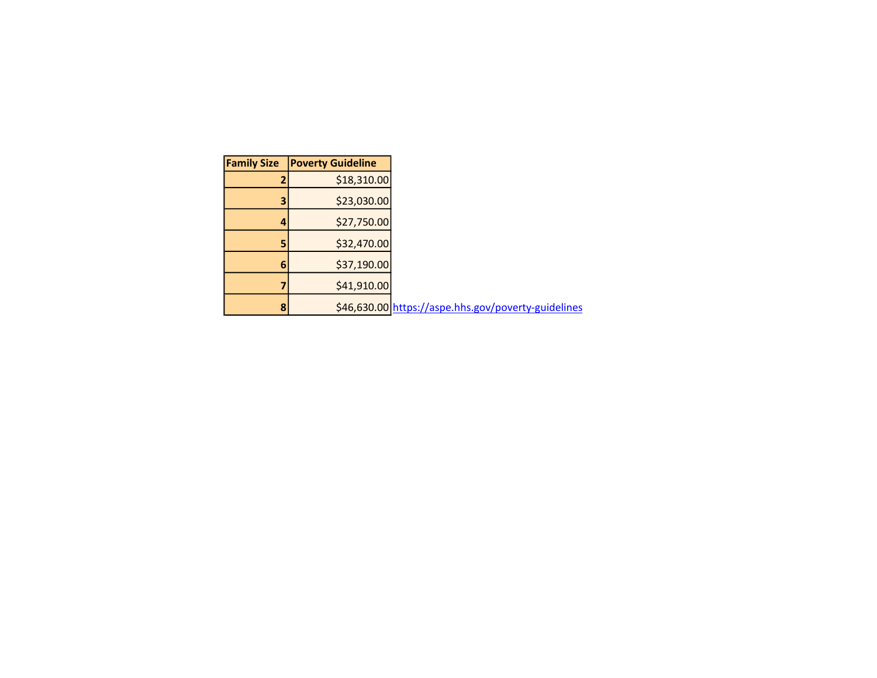| Family Size | Poverty Guideline |
|---:|---:|
| 2 | $18,310.00 |
| 3 | $23,030.00 |
| 4 | $27,750.00 |
| 5 | $32,470.00 |
| 6 | $37,190.00 |
| 7 | $41,910.00 |
| 8 | $46,630.00 |

https://aspe.hhs.gov/poverty-guidelines